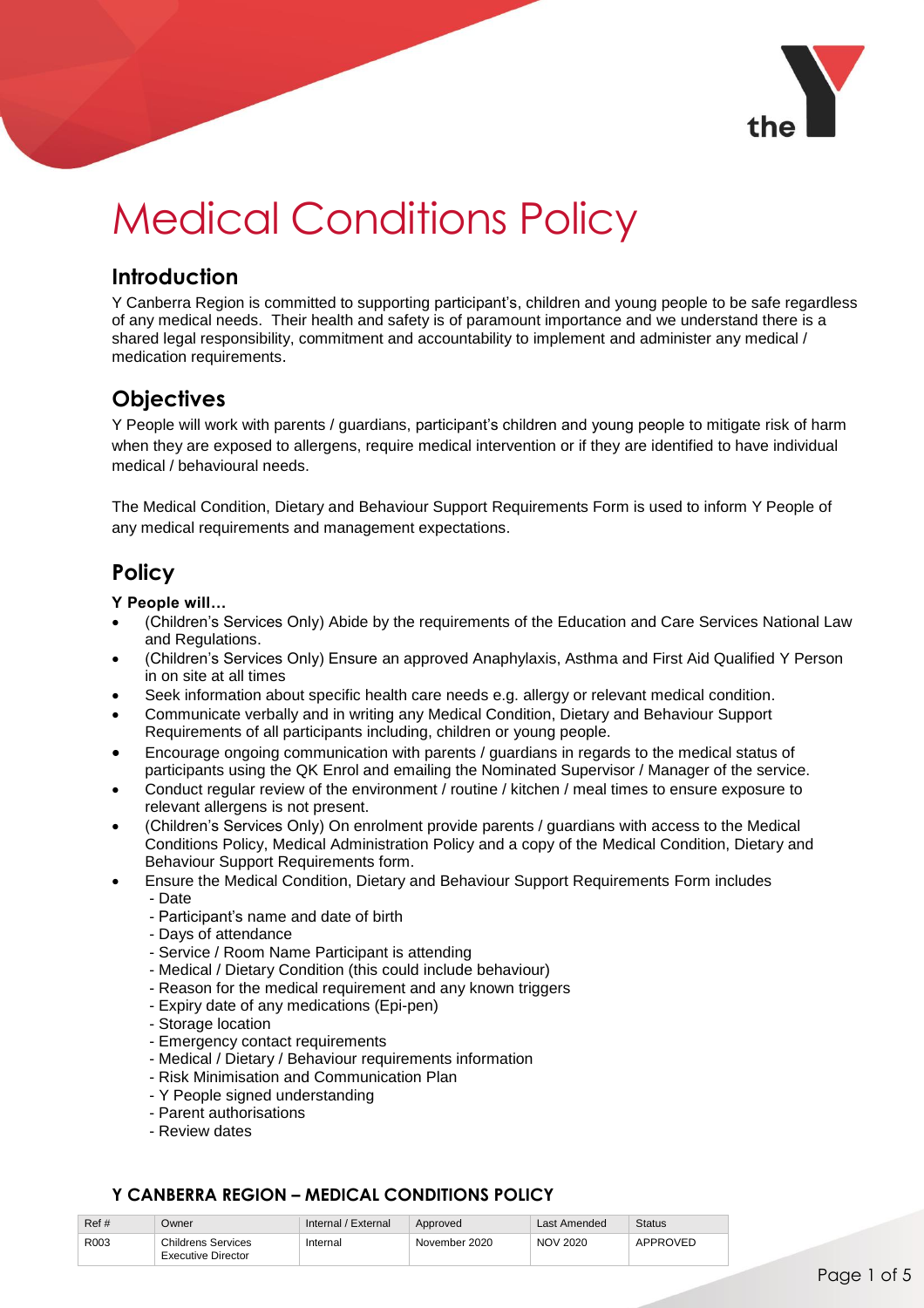# Medical Conditions Policy

## Introduction

Y Canberra Region is committed to supporting participant's, children and young people to be safe regardless of any medical needs. Their health and safety is of paramount importance and we understand there is a shared legal responsibility, commitment and accountability to implement and administer any medical / medication requirements.

## Objectives

Y People will work with parents / guardians, participant's children and young people to mitigate risk of harm when they are exposed to allergens, require medical intervention or if they are identified to have individual medical / behavioural needs.

The Medical Condition, Dietary and Behaviour Support Requirements Form is used to inform Y People of any medical requirements and management expectations.

## Policy

**Y People will…**

- (Children's Services Only) Abide by the requirements of the Education and Care Services National Law and Regulations.
- (Children's Services Only) Ensure an approved Anaphylaxis, Asthma and First Aid Qualified Y Person in on site at all times
- Seek information about specific health care needs e.g. allergy or relevant medical condition.
- Communicate verbally and in writing any Medical Condition, Dietary and Behaviour Support Requirements of all participants including, children or young people.
- Encourage ongoing communication with parents / guardians in regards to the medical status of participants using the QK Enrol and emailing the Nominated Supervisor / Manager of the service.
- Conduct regular review of the environment / routine / kitchen / meal times to ensure exposure to relevant allergens is not present.
- (Children's Services Only) On enrolment provide parents / guardians with access to the Medical Conditions Policy, Medical Administration Policy and a copy of the Medical Condition, Dietary and Behaviour Support Requirements form.
- Ensure the Medical Condition, Dietary and Behaviour Support Requirements Form includes
  - Date
  - Participant's name and date of birth
  - Days of attendance
  - Service / Room Name Participant is attending
  - Medical / Dietary Condition (this could include behaviour)
  - Reason for the medical requirement and any known triggers
  - Expiry date of any medications (Epi-pen)
  - Storage location
  - Emergency contact requirements
  - Medical / Dietary / Behaviour requirements information
  - Risk Minimisation and Communication Plan
  - Y People signed understanding
  - Parent authorisations
  - Review dates

**Y CANBERRA REGION – MEDICAL CONDITIONS POLICY**

| Ref # | Owner | Internal / External | Approved | Last Amended | Status |
|---|---|---|---|---|---|
| R003 | Childrens Services Executive Director | Internal | November 2020 | NOV 2020 | APPROVED |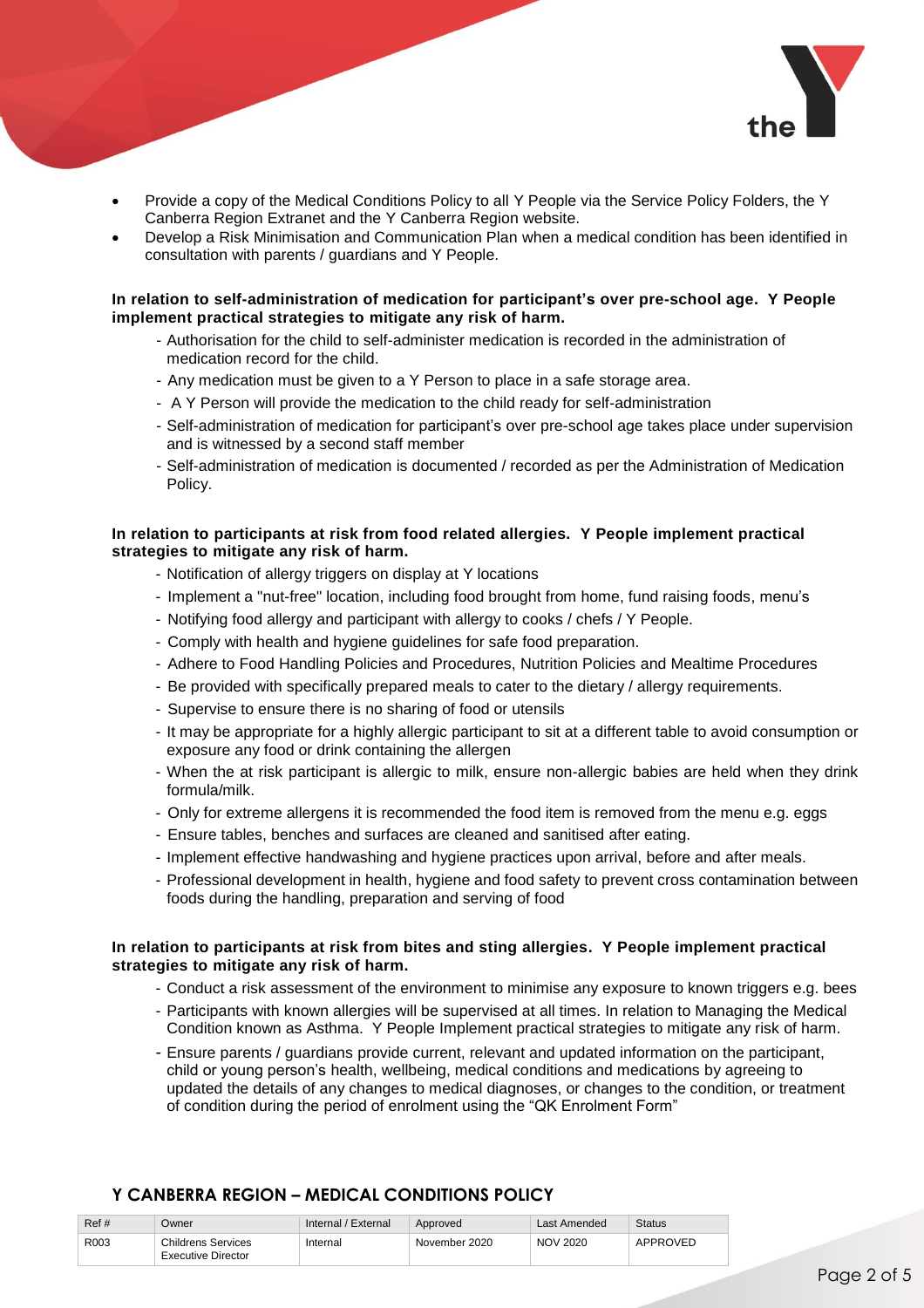- Provide a copy of the Medical Conditions Policy to all Y People via the Service Policy Folders, the Y Canberra Region Extranet and the Y Canberra Region website.
- Develop a Risk Minimisation and Communication Plan when a medical condition has been identified in consultation with parents / guardians and Y People.

**In relation to self-administration of medication for participant's over pre-school age. Y People implement practical strategies to mitigate any risk of harm.**

- Authorisation for the child to self-administer medication is recorded in the administration of medication record for the child.
- Any medication must be given to a Y Person to place in a safe storage area.
- A Y Person will provide the medication to the child ready for self-administration
- Self-administration of medication for participant's over pre-school age takes place under supervision and is witnessed by a second staff member
- Self-administration of medication is documented / recorded as per the Administration of Medication Policy.

**In relation to participants at risk from food related allergies. Y People implement practical strategies to mitigate any risk of harm.**

- Notification of allergy triggers on display at Y locations
- Implement a "nut-free" location, including food brought from home, fund raising foods, menu's
- Notifying food allergy and participant with allergy to cooks / chefs / Y People.
- Comply with health and hygiene guidelines for safe food preparation.
- Adhere to Food Handling Policies and Procedures, Nutrition Policies and Mealtime Procedures
- Be provided with specifically prepared meals to cater to the dietary / allergy requirements.
- Supervise to ensure there is no sharing of food or utensils
- It may be appropriate for a highly allergic participant to sit at a different table to avoid consumption or exposure any food or drink containing the allergen
- When the at risk participant is allergic to milk, ensure non-allergic babies are held when they drink formula/milk.
- Only for extreme allergens it is recommended the food item is removed from the menu e.g. eggs
- Ensure tables, benches and surfaces are cleaned and sanitised after eating.
- Implement effective handwashing and hygiene practices upon arrival, before and after meals.
- Professional development in health, hygiene and food safety to prevent cross contamination between foods during the handling, preparation and serving of food

**In relation to participants at risk from bites and sting allergies. Y People implement practical strategies to mitigate any risk of harm.**

- Conduct a risk assessment of the environment to minimise any exposure to known triggers e.g. bees
- Participants with known allergies will be supervised at all times. In relation to Managing the Medical Condition known as Asthma. Y People Implement practical strategies to mitigate any risk of harm.
- Ensure parents / guardians provide current, relevant and updated information on the participant, child or young person's health, wellbeing, medical conditions and medications by agreeing to updated the details of any changes to medical diagnoses, or changes to the condition, or treatment of condition during the period of enrolment using the "QK Enrolment Form"

**Y CANBERRA REGION – MEDICAL CONDITIONS POLICY**

| Ref # | Owner | Internal / External | Approved | Last Amended | Status |
|---|---|---|---|---|---|
| R003 | Childrens Services Executive Director | Internal | November 2020 | NOV 2020 | APPROVED |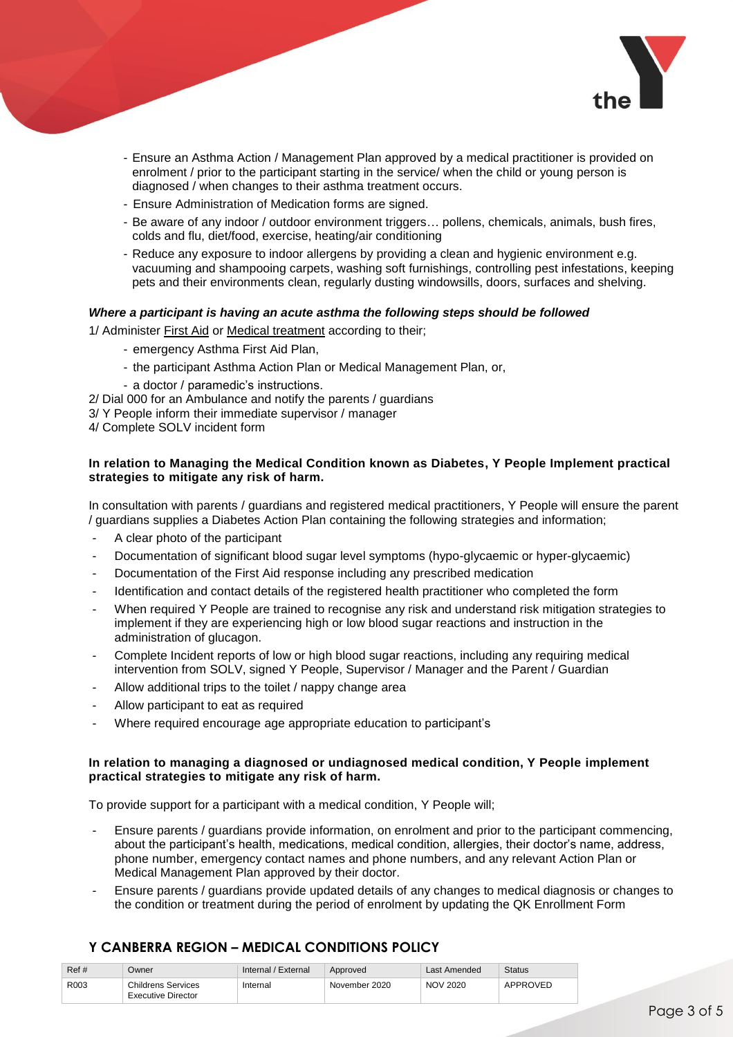- Ensure an Asthma Action / Management Plan approved by a medical practitioner is provided on enrolment / prior to the participant starting in the service/ when the child or young person is diagnosed / when changes to their asthma treatment occurs.
- Ensure Administration of Medication forms are signed.
- Be aware of any indoor / outdoor environment triggers… pollens, chemicals, animals, bush fires, colds and flu, diet/food, exercise, heating/air conditioning
- Reduce any exposure to indoor allergens by providing a clean and hygienic environment e.g. vacuuming and shampooing carpets, washing soft furnishings, controlling pest infestations, keeping pets and their environments clean, regularly dusting windowsills, doors, surfaces and shelving.

***Where a participant is having an acute asthma the following steps should be followed***

1/ Administer First Aid or Medical treatment according to their;

- emergency Asthma First Aid Plan,
- the participant Asthma Action Plan or Medical Management Plan, or,
- a doctor / paramedic's instructions.

2/ Dial 000 for an Ambulance and notify the parents / guardians
3/ Y People inform their immediate supervisor / manager
4/ Complete SOLV incident form

**In relation to Managing the Medical Condition known as Diabetes, Y People Implement practical strategies to mitigate any risk of harm.**

In consultation with parents / guardians and registered medical practitioners, Y People will ensure the parent / guardians supplies a Diabetes Action Plan containing the following strategies and information;

- A clear photo of the participant
- Documentation of significant blood sugar level symptoms (hypo-glycaemic or hyper-glycaemic)
- Documentation of the First Aid response including any prescribed medication
- Identification and contact details of the registered health practitioner who completed the form
- When required Y People are trained to recognise any risk and understand risk mitigation strategies to implement if they are experiencing high or low blood sugar reactions and instruction in the administration of glucagon.
- Complete Incident reports of low or high blood sugar reactions, including any requiring medical intervention from SOLV, signed Y People, Supervisor / Manager and the Parent / Guardian
- Allow additional trips to the toilet / nappy change area
- Allow participant to eat as required
- Where required encourage age appropriate education to participant's

**In relation to managing a diagnosed or undiagnosed medical condition, Y People implement practical strategies to mitigate any risk of harm.**

To provide support for a participant with a medical condition, Y People will;

- Ensure parents / guardians provide information, on enrolment and prior to the participant commencing, about the participant's health, medications, medical condition, allergies, their doctor's name, address, phone number, emergency contact names and phone numbers, and any relevant Action Plan or Medical Management Plan approved by their doctor.
- Ensure parents / guardians provide updated details of any changes to medical diagnosis or changes to the condition or treatment during the period of enrolment by updating the QK Enrollment Form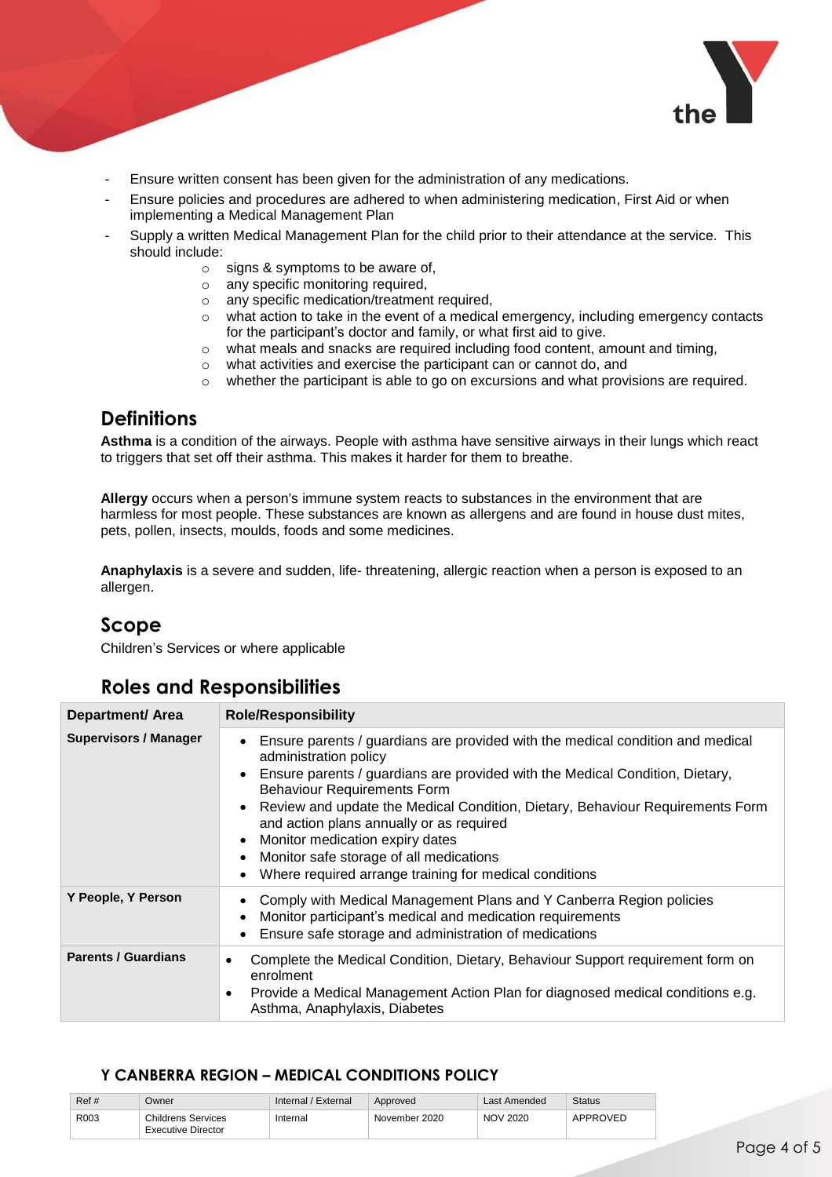- Ensure written consent has been given for the administration of any medications.
- Ensure policies and procedures are adhered to when administering medication, First Aid or when implementing a Medical Management Plan
- Supply a written Medical Management Plan for the child prior to their attendance at the service. This should include:
    - signs & symptoms to be aware of,
    - any specific monitoring required,
    - any specific medication/treatment required,
    - what action to take in the event of a medical emergency, including emergency contacts for the participant's doctor and family, or what first aid to give.
    - what meals and snacks are required including food content, amount and timing,
    - what activities and exercise the participant can or cannot do, and
    - whether the participant is able to go on excursions and what provisions are required.

## Definitions

**Asthma** is a condition of the airways. People with asthma have sensitive airways in their lungs which react to triggers that set off their asthma. This makes it harder for them to breathe.

**Allergy** occurs when a person's immune system reacts to substances in the environment that are harmless for most people. These substances are known as allergens and are found in house dust mites, pets, pollen, insects, moulds, foods and some medicines.

**Anaphylaxis** is a severe and sudden, life- threatening, allergic reaction when a person is exposed to an allergen.

## Scope

Children's Services or where applicable

## Roles and Responsibilities

| Department/ Area | Role/Responsibility |
|---|---|
| **Supervisors / Manager** | • Ensure parents / guardians are provided with the medical condition and medical administration policy<br>• Ensure parents / guardians are provided with the Medical Condition, Dietary, Behaviour Requirements Form<br>• Review and update the Medical Condition, Dietary, Behaviour Requirements Form and action plans annually or as required<br>• Monitor medication expiry dates<br>• Monitor safe storage of all medications<br>• Where required arrange training for medical conditions |
| **Y People, Y Person** | • Comply with Medical Management Plans and Y Canberra Region policies<br>• Monitor participant's medical and medication requirements<br>• Ensure safe storage and administration of medications |
| **Parents / Guardians** | • Complete the Medical Condition, Dietary, Behaviour Support requirement form on enrolment<br>• Provide a Medical Management Action Plan for diagnosed medical conditions e.g. Asthma, Anaphylaxis, Diabetes |

**Y CANBERRA REGION – MEDICAL CONDITIONS POLICY**

| Ref # | Owner | Internal / External | Approved | Last Amended | Status |
|---|---|---|---|---|---|
| R003 | Childrens Services Executive Director | Internal | November 2020 | NOV 2020 | APPROVED |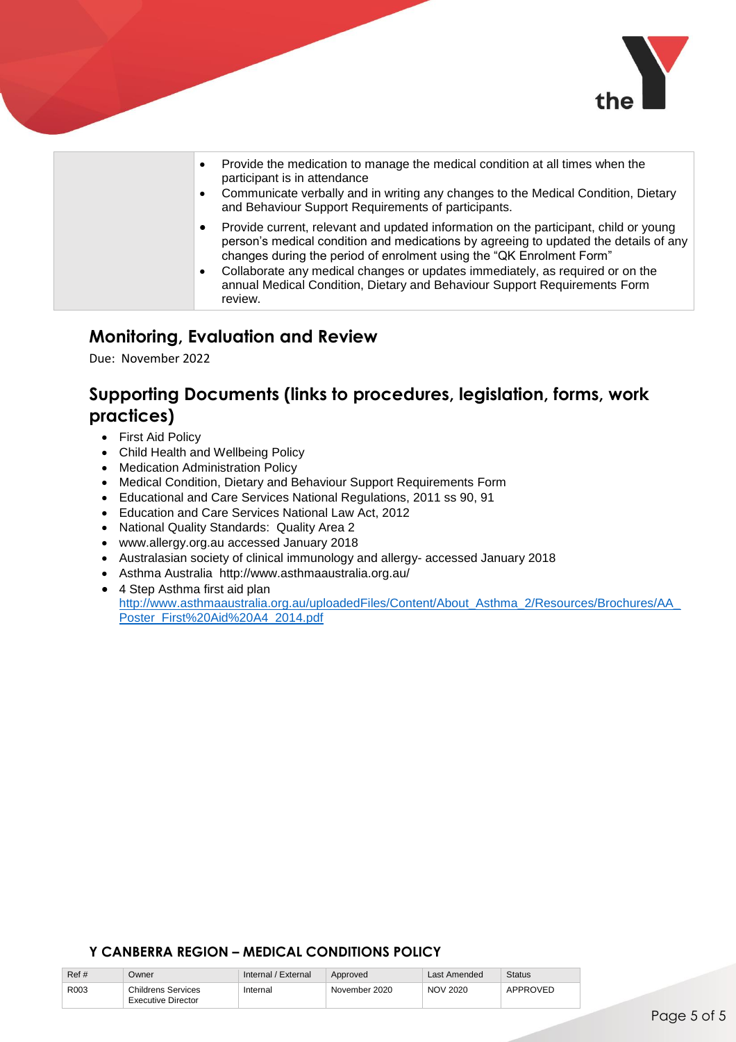| | |
|---|---|
| | • Provide the medication to manage the medical condition at all times when the participant is in attendance<br>• Communicate verbally and in writing any changes to the Medical Condition, Dietary and Behaviour Support Requirements of participants.<br>• Provide current, relevant and updated information on the participant, child or young person's medical condition and medications by agreeing to updated the details of any changes during the period of enrolment using the "QK Enrolment Form"<br>• Collaborate any medical changes or updates immediately, as required or on the annual Medical Condition, Dietary and Behaviour Support Requirements Form review. |

## Monitoring, Evaluation and Review

Due: November 2022

## Supporting Documents (links to procedures, legislation, forms, work practices)

- First Aid Policy
- Child Health and Wellbeing Policy
- Medication Administration Policy
- Medical Condition, Dietary and Behaviour Support Requirements Form
- Educational and Care Services National Regulations, 2011 ss 90, 91
- Education and Care Services National Law Act, 2012
- National Quality Standards: Quality Area 2
- www.allergy.org.au accessed January 2018
- Australasian society of clinical immunology and allergy- accessed January 2018
- Asthma Australia http://www.asthmaaustralia.org.au/
- 4 Step Asthma first aid plan http://www.asthmaaustralia.org.au/uploadedFiles/Content/About_Asthma_2/Resources/Brochures/AA_Poster_First%20Aid%20A4_2014.pdf

**Y CANBERRA REGION – MEDICAL CONDITIONS POLICY**

| Ref # | Owner | Internal / External | Approved | Last Amended | Status |
|---|---|---|---|---|---|
| R003 | Childrens Services Executive Director | Internal | November 2020 | NOV 2020 | APPROVED |